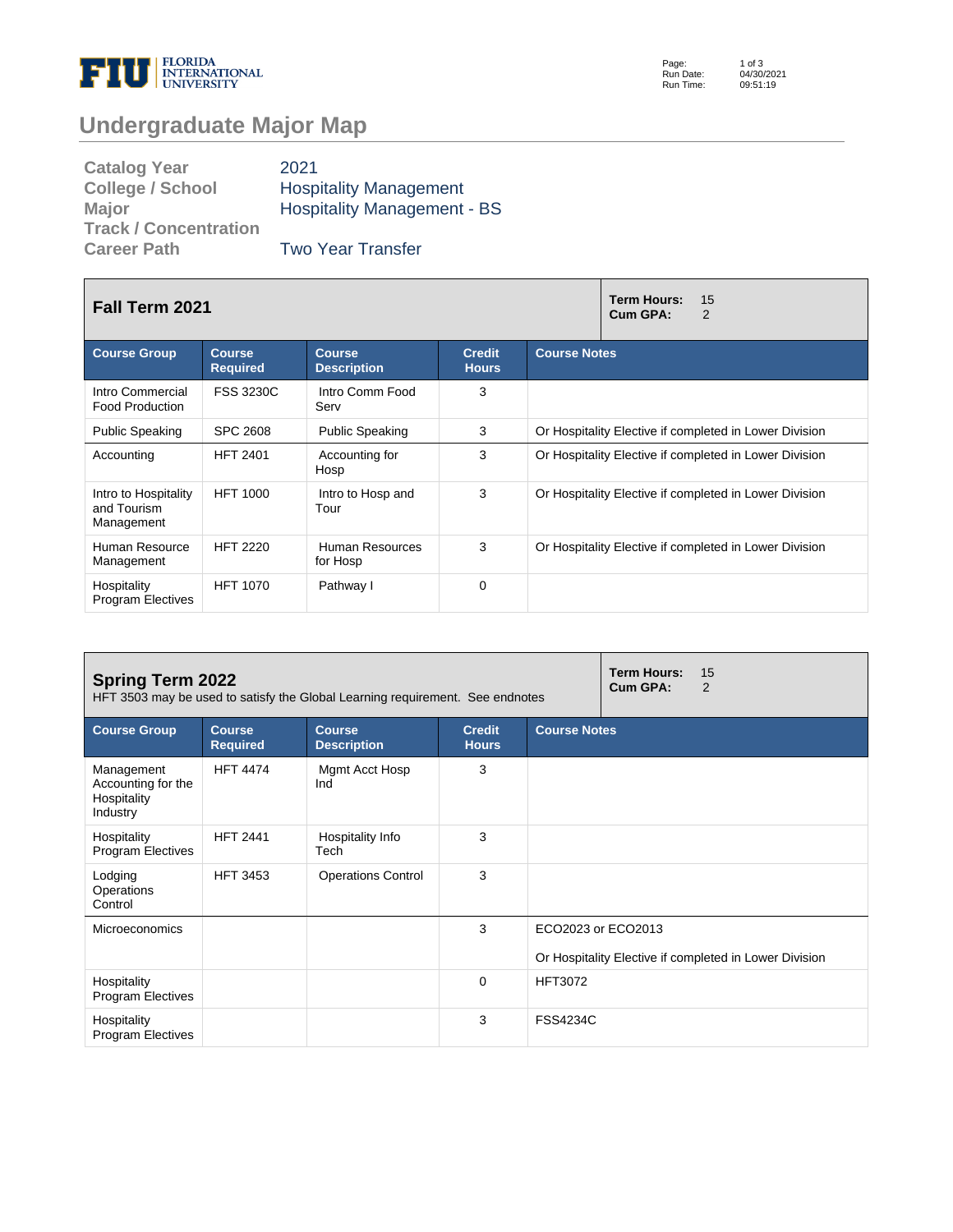# Undergraduate Major Map

| | |
|---|---|
| **Catalog Year** | 2021 |
| **College / School** | Hospitality Management |
| **Major** | Hospitality Management - BS |
| **Track / Concentration** | |
| **Career Path** | Two Year Transfer |

## Fall Term 2021

**Term Hours:** 15
**Cum GPA:** 2

| Course Group | Course Required | Course Description | Credit Hours | Course Notes |
|---|---|---|---|---|
| Intro Commercial Food Production | FSS 3230C | Intro Comm Food Serv | 3 | |
| Public Speaking | SPC 2608 | Public Speaking | 3 | Or Hospitality Elective if completed in Lower Division |
| Accounting | HFT 2401 | Accounting for Hosp | 3 | Or Hospitality Elective if completed in Lower Division |
| Intro to Hospitality and Tourism Management | HFT 1000 | Intro to Hosp and Tour | 3 | Or Hospitality Elective if completed in Lower Division |
| Human Resource Management | HFT 2220 | Human Resources for Hosp | 3 | Or Hospitality Elective if completed in Lower Division |
| Hospitality Program Electives | HFT 1070 | Pathway I | 0 | |

## Spring Term 2022

HFT 3503 may be used to satisfy the Global Learning requirement. See endnotes

**Term Hours:** 15
**Cum GPA:** 2

| Course Group | Course Required | Course Description | Credit Hours | Course Notes |
|---|---|---|---|---|
| Management Accounting for the Hospitality Industry | HFT 4474 | Mgmt Acct Hosp Ind | 3 | |
| Hospitality Program Electives | HFT 2441 | Hospitality Info Tech | 3 | |
| Lodging Operations Control | HFT 3453 | Operations Control | 3 | |
| Microeconomics | | | 3 | ECO2023 or ECO2013<br><br>Or Hospitality Elective if completed in Lower Division |
| Hospitality Program Electives | | | 0 | HFT3072 |
| Hospitality Program Electives | | | 3 | FSS4234C |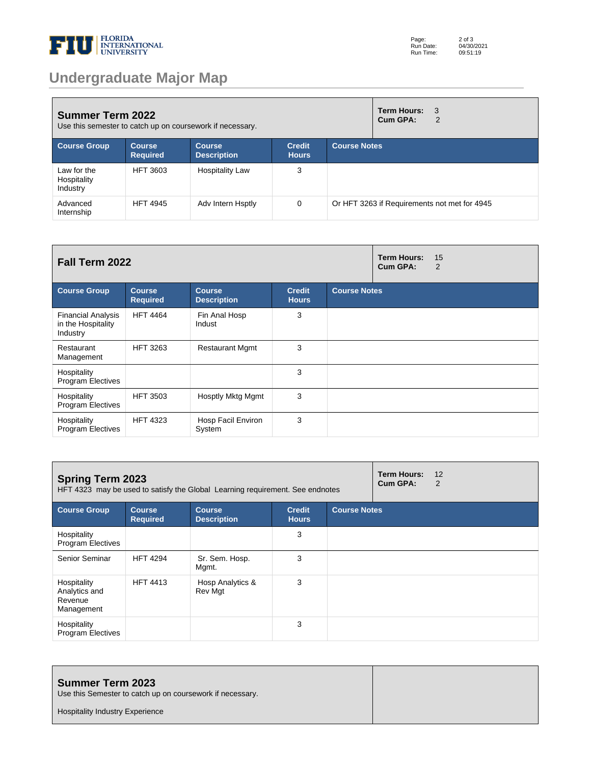# Undergraduate Major Map

## Summer Term 2022

Use this semester to catch up on coursework if necessary.

**Term Hours:** 3
**Cum GPA:** 2

| Course Group | Course Required | Course Description | Credit Hours | Course Notes |
|---|---|---|---|---|
| Law for the Hospitality Industry | HFT 3603 | Hospitality Law | 3 | |
| Advanced Internship | HFT 4945 | Adv Intern Hsptly | 0 | Or HFT 3263 if Requirements not met for 4945 |

## Fall Term 2022

**Term Hours:** 15
**Cum GPA:** 2

| Course Group | Course Required | Course Description | Credit Hours | Course Notes |
|---|---|---|---|---|
| Financial Analysis in the Hospitality Industry | HFT 4464 | Fin Anal Hosp Indust | 3 | |
| Restaurant Management | HFT 3263 | Restaurant Mgmt | 3 | |
| Hospitality Program Electives | | | 3 | |
| Hospitality Program Electives | HFT 3503 | Hosptly Mktg Mgmt | 3 | |
| Hospitality Program Electives | HFT 4323 | Hosp Facil Environ System | 3 | |

## Spring Term 2023

HFT 4323 may be used to satisfy the Global Learning requirement. See endnotes

**Term Hours:** 12
**Cum GPA:** 2

| Course Group | Course Required | Course Description | Credit Hours | Course Notes |
|---|---|---|---|---|
| Hospitality Program Electives | | | 3 | |
| Senior Seminar | HFT 4294 | Sr. Sem. Hosp. Mgmt. | 3 | |
| Hospitality Analytics and Revenue Management | HFT 4413 | Hosp Analytics & Rev Mgt | 3 | |
| Hospitality Program Electives | | | 3 | |

## Summer Term 2023

Use this Semester to catch up on coursework if necessary.

Hospitality Industry Experience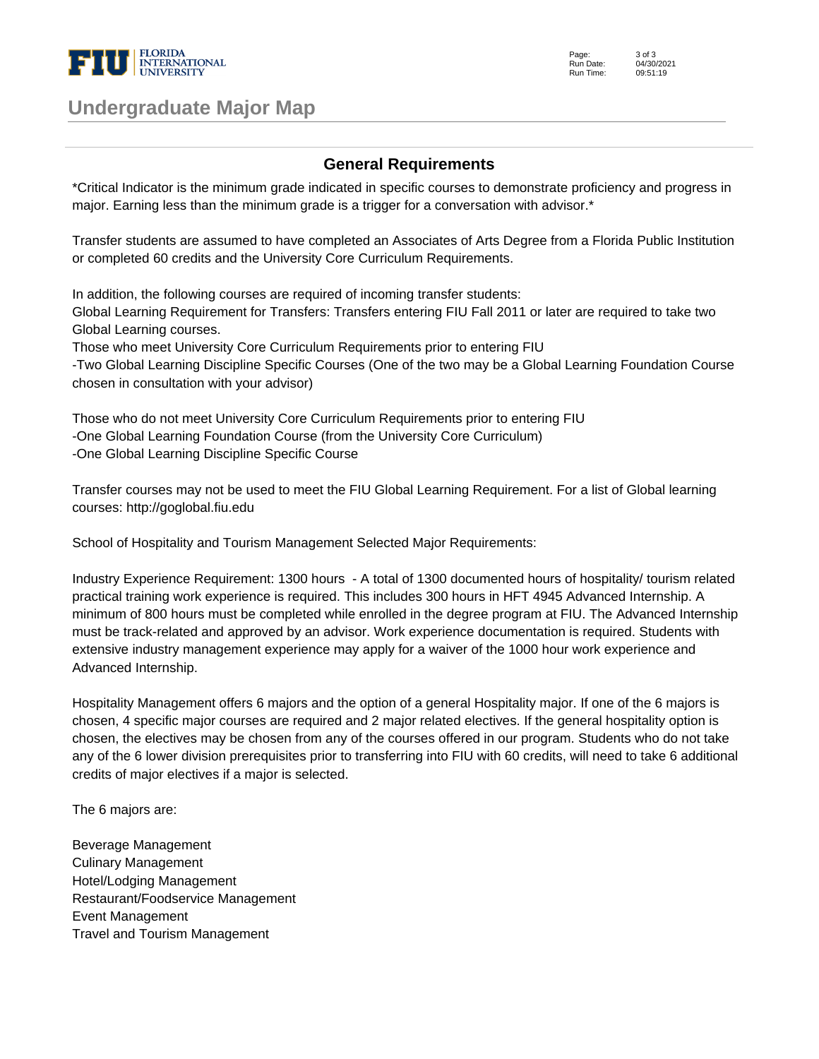# Undergraduate Major Map

## General Requirements

*Critical Indicator is the minimum grade indicated in specific courses to demonstrate proficiency and progress in major. Earning less than the minimum grade is a trigger for a conversation with advisor.*

Transfer students are assumed to have completed an Associates of Arts Degree from a Florida Public Institution or completed 60 credits and the University Core Curriculum Requirements.

In addition, the following courses are required of incoming transfer students:
Global Learning Requirement for Transfers: Transfers entering FIU Fall 2011 or later are required to take two Global Learning courses.
Those who meet University Core Curriculum Requirements prior to entering FIU
-Two Global Learning Discipline Specific Courses (One of the two may be a Global Learning Foundation Course chosen in consultation with your advisor)

Those who do not meet University Core Curriculum Requirements prior to entering FIU
-One Global Learning Foundation Course (from the University Core Curriculum)
-One Global Learning Discipline Specific Course

Transfer courses may not be used to meet the FIU Global Learning Requirement. For a list of Global learning courses: http://goglobal.fiu.edu

School of Hospitality and Tourism Management Selected Major Requirements:

Industry Experience Requirement: 1300 hours - A total of 1300 documented hours of hospitality/ tourism related practical training work experience is required. This includes 300 hours in HFT 4945 Advanced Internship. A minimum of 800 hours must be completed while enrolled in the degree program at FIU. The Advanced Internship must be track-related and approved by an advisor. Work experience documentation is required. Students with extensive industry management experience may apply for a waiver of the 1000 hour work experience and Advanced Internship.

Hospitality Management offers 6 majors and the option of a general Hospitality major. If one of the 6 majors is chosen, 4 specific major courses are required and 2 major related electives. If the general hospitality option is chosen, the electives may be chosen from any of the courses offered in our program. Students who do not take any of the 6 lower division prerequisites prior to transferring into FIU with 60 credits, will need to take 6 additional credits of major electives if a major is selected.

The 6 majors are:

Beverage Management
Culinary Management
Hotel/Lodging Management
Restaurant/Foodservice Management
Event Management
Travel and Tourism Management